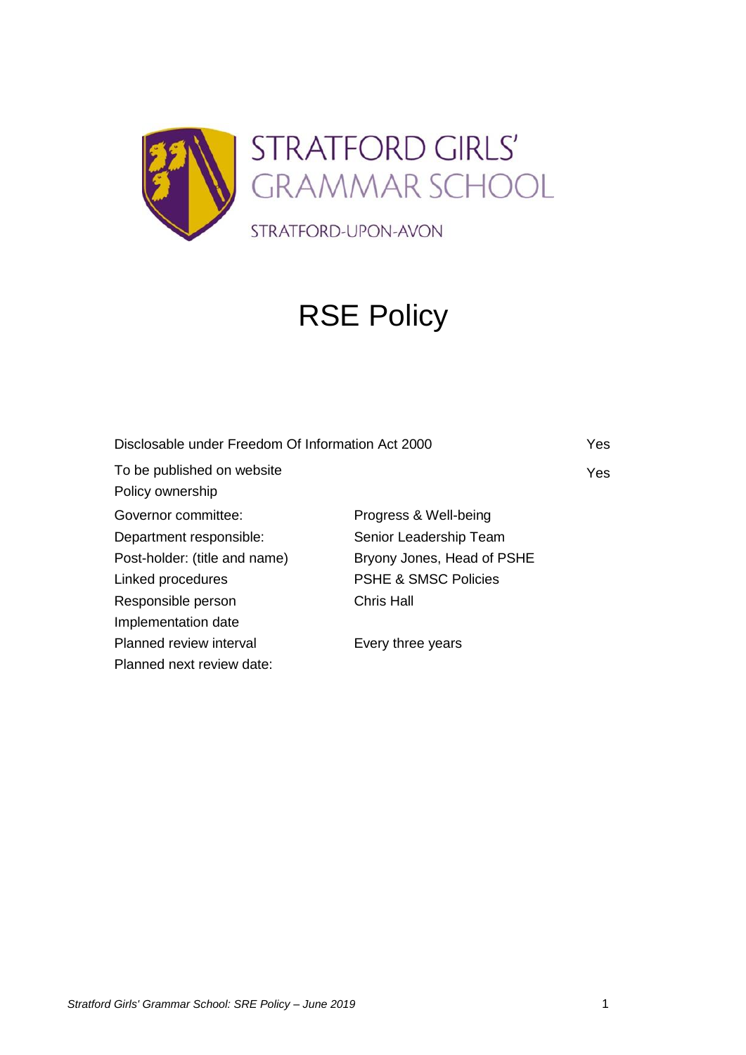STRATFORD GIRLS' GRAMMAR SCHOOL

STRATFORD-UPON-AVON

# RSE Policy

| | | |
|---|---|---|
| Disclosable under Freedom Of Information Act 2000 | | Yes |
| To be published on website | | Yes |
| Policy ownership | | |
| Governor committee: | Progress & Well-being | |
| Department responsible: | Senior Leadership Team | |
| Post-holder: (title and name) | Bryony Jones, Head of PSHE | |
| Linked procedures | PSHE & SMSC Policies | |
| Responsible person | Chris Hall | |
| Implementation date | | |
| Planned review interval | Every three years | |
| Planned next review date: | | |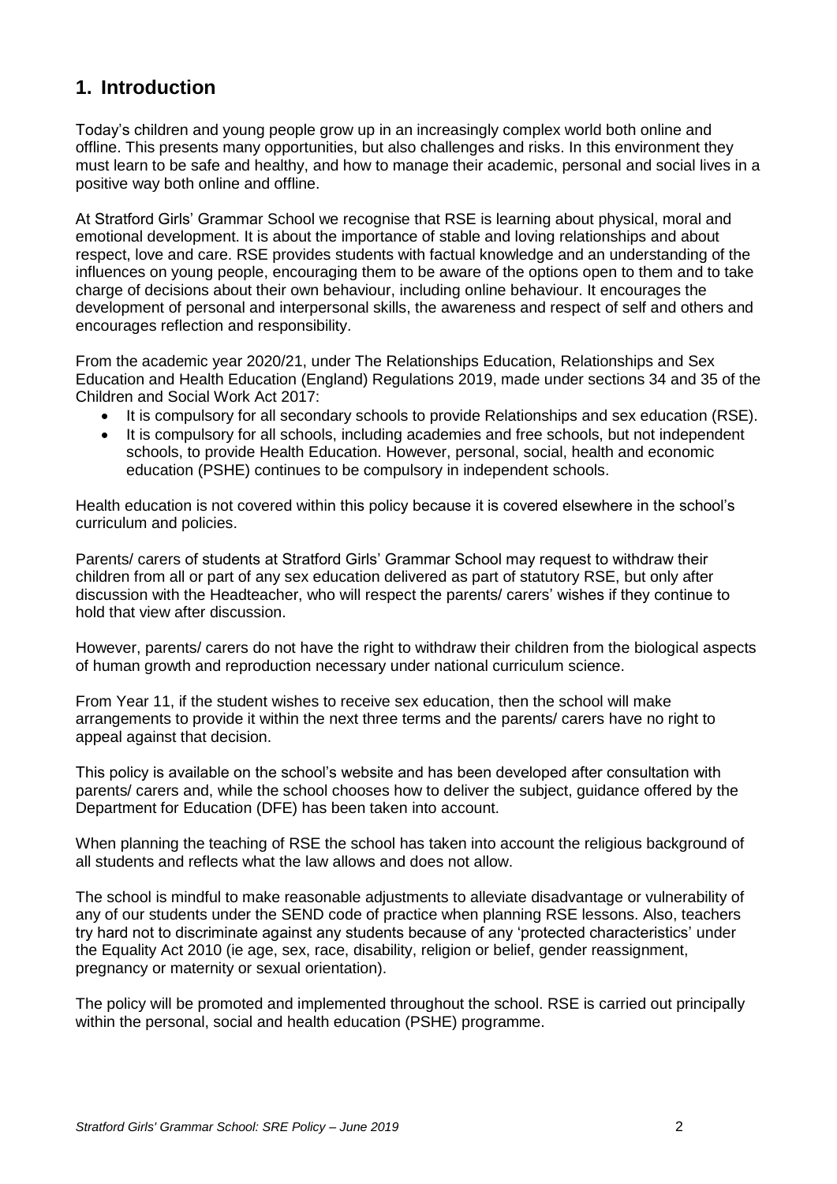## 1. Introduction

Today's children and young people grow up in an increasingly complex world both online and offline. This presents many opportunities, but also challenges and risks. In this environment they must learn to be safe and healthy, and how to manage their academic, personal and social lives in a positive way both online and offline.

At Stratford Girls' Grammar School we recognise that RSE is learning about physical, moral and emotional development. It is about the importance of stable and loving relationships and about respect, love and care. RSE provides students with factual knowledge and an understanding of the influences on young people, encouraging them to be aware of the options open to them and to take charge of decisions about their own behaviour, including online behaviour. It encourages the development of personal and interpersonal skills, the awareness and respect of self and others and encourages reflection and responsibility.

From the academic year 2020/21, under The Relationships Education, Relationships and Sex Education and Health Education (England) Regulations 2019, made under sections 34 and 35 of the Children and Social Work Act 2017:

- It is compulsory for all secondary schools to provide Relationships and sex education (RSE).
- It is compulsory for all schools, including academies and free schools, but not independent schools, to provide Health Education. However, personal, social, health and economic education (PSHE) continues to be compulsory in independent schools.

Health education is not covered within this policy because it is covered elsewhere in the school's curriculum and policies.

Parents/ carers of students at Stratford Girls' Grammar School may request to withdraw their children from all or part of any sex education delivered as part of statutory RSE, but only after discussion with the Headteacher, who will respect the parents/ carers' wishes if they continue to hold that view after discussion.

However, parents/ carers do not have the right to withdraw their children from the biological aspects of human growth and reproduction necessary under national curriculum science.

From Year 11, if the student wishes to receive sex education, then the school will make arrangements to provide it within the next three terms and the parents/ carers have no right to appeal against that decision.

This policy is available on the school's website and has been developed after consultation with parents/ carers and, while the school chooses how to deliver the subject, guidance offered by the Department for Education (DFE) has been taken into account.

When planning the teaching of RSE the school has taken into account the religious background of all students and reflects what the law allows and does not allow.

The school is mindful to make reasonable adjustments to alleviate disadvantage or vulnerability of any of our students under the SEND code of practice when planning RSE lessons. Also, teachers try hard not to discriminate against any students because of any 'protected characteristics' under the Equality Act 2010 (ie age, sex, race, disability, religion or belief, gender reassignment, pregnancy or maternity or sexual orientation).

The policy will be promoted and implemented throughout the school. RSE is carried out principally within the personal, social and health education (PSHE) programme.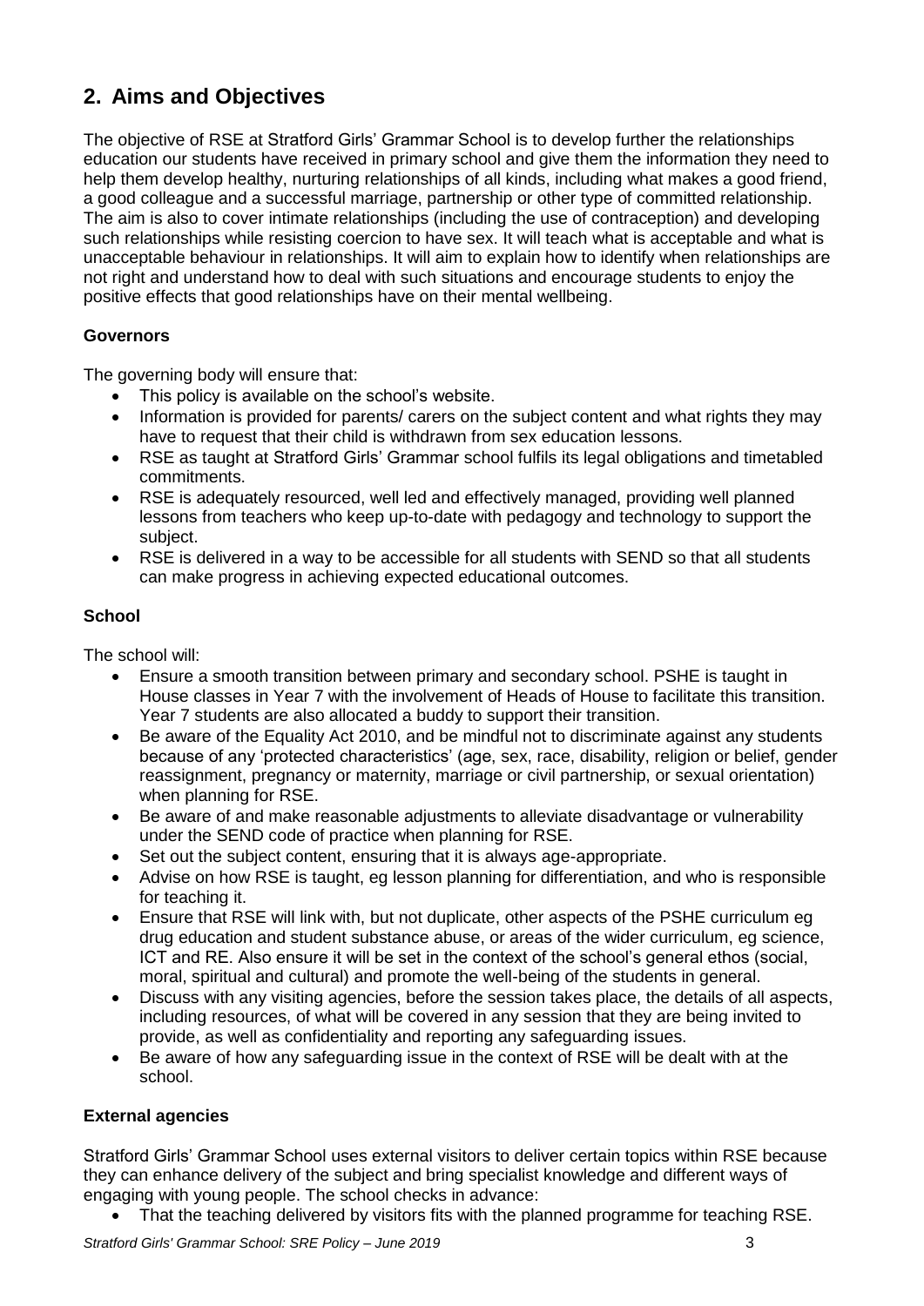## 2. Aims and Objectives

The objective of RSE at Stratford Girls' Grammar School is to develop further the relationships education our students have received in primary school and give them the information they need to help them develop healthy, nurturing relationships of all kinds, including what makes a good friend, a good colleague and a successful marriage, partnership or other type of committed relationship. The aim is also to cover intimate relationships (including the use of contraception) and developing such relationships while resisting coercion to have sex. It will teach what is acceptable and what is unacceptable behaviour in relationships. It will aim to explain how to identify when relationships are not right and understand how to deal with such situations and encourage students to enjoy the positive effects that good relationships have on their mental wellbeing.

### Governors

The governing body will ensure that:

- This policy is available on the school's website.
- Information is provided for parents/ carers on the subject content and what rights they may have to request that their child is withdrawn from sex education lessons.
- RSE as taught at Stratford Girls' Grammar school fulfils its legal obligations and timetabled commitments.
- RSE is adequately resourced, well led and effectively managed, providing well planned lessons from teachers who keep up-to-date with pedagogy and technology to support the subject.
- RSE is delivered in a way to be accessible for all students with SEND so that all students can make progress in achieving expected educational outcomes.

### School

The school will:

- Ensure a smooth transition between primary and secondary school. PSHE is taught in House classes in Year 7 with the involvement of Heads of House to facilitate this transition. Year 7 students are also allocated a buddy to support their transition.
- Be aware of the Equality Act 2010, and be mindful not to discriminate against any students because of any 'protected characteristics' (age, sex, race, disability, religion or belief, gender reassignment, pregnancy or maternity, marriage or civil partnership, or sexual orientation) when planning for RSE.
- Be aware of and make reasonable adjustments to alleviate disadvantage or vulnerability under the SEND code of practice when planning for RSE.
- Set out the subject content, ensuring that it is always age-appropriate.
- Advise on how RSE is taught, eg lesson planning for differentiation, and who is responsible for teaching it.
- Ensure that RSE will link with, but not duplicate, other aspects of the PSHE curriculum eg drug education and student substance abuse, or areas of the wider curriculum, eg science, ICT and RE. Also ensure it will be set in the context of the school's general ethos (social, moral, spiritual and cultural) and promote the well-being of the students in general.
- Discuss with any visiting agencies, before the session takes place, the details of all aspects, including resources, of what will be covered in any session that they are being invited to provide, as well as confidentiality and reporting any safeguarding issues.
- Be aware of how any safeguarding issue in the context of RSE will be dealt with at the school.

### External agencies

Stratford Girls' Grammar School uses external visitors to deliver certain topics within RSE because they can enhance delivery of the subject and bring specialist knowledge and different ways of engaging with young people. The school checks in advance:

- That the teaching delivered by visitors fits with the planned programme for teaching RSE.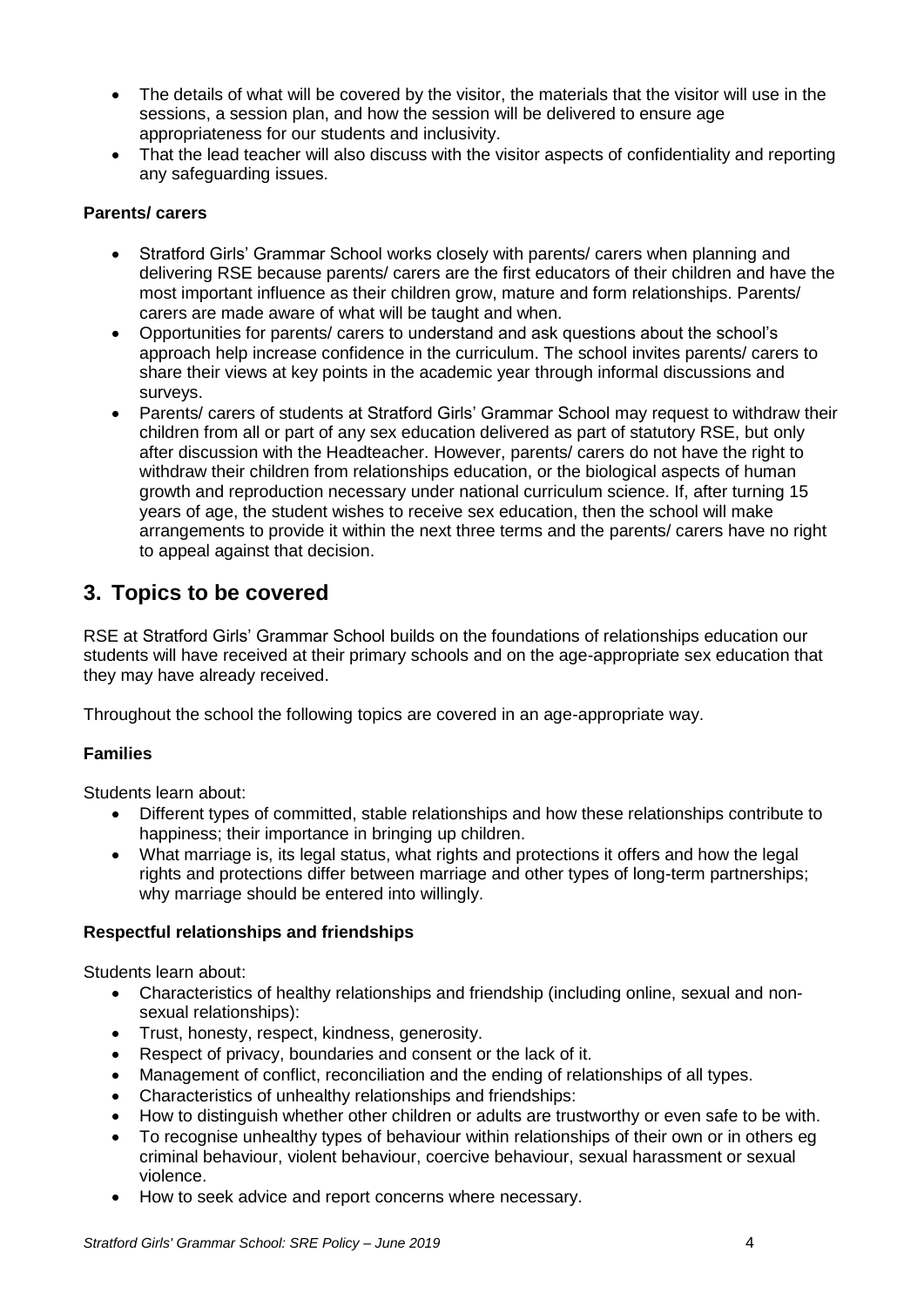- The details of what will be covered by the visitor, the materials that the visitor will use in the sessions, a session plan, and how the session will be delivered to ensure age appropriateness for our students and inclusivity.
- That the lead teacher will also discuss with the visitor aspects of confidentiality and reporting any safeguarding issues.

**Parents/ carers**

- Stratford Girls' Grammar School works closely with parents/ carers when planning and delivering RSE because parents/ carers are the first educators of their children and have the most important influence as their children grow, mature and form relationships. Parents/ carers are made aware of what will be taught and when.
- Opportunities for parents/ carers to understand and ask questions about the school's approach help increase confidence in the curriculum. The school invites parents/ carers to share their views at key points in the academic year through informal discussions and surveys.
- Parents/ carers of students at Stratford Girls' Grammar School may request to withdraw their children from all or part of any sex education delivered as part of statutory RSE, but only after discussion with the Headteacher. However, parents/ carers do not have the right to withdraw their children from relationships education, or the biological aspects of human growth and reproduction necessary under national curriculum science. If, after turning 15 years of age, the student wishes to receive sex education, then the school will make arrangements to provide it within the next three terms and the parents/ carers have no right to appeal against that decision.

## 3. Topics to be covered

RSE at Stratford Girls' Grammar School builds on the foundations of relationships education our students will have received at their primary schools and on the age-appropriate sex education that they may have already received.

Throughout the school the following topics are covered in an age-appropriate way.

**Families**

Students learn about:

- Different types of committed, stable relationships and how these relationships contribute to happiness; their importance in bringing up children.
- What marriage is, its legal status, what rights and protections it offers and how the legal rights and protections differ between marriage and other types of long-term partnerships; why marriage should be entered into willingly.

**Respectful relationships and friendships**

Students learn about:

- Characteristics of healthy relationships and friendship (including online, sexual and non-sexual relationships):
- Trust, honesty, respect, kindness, generosity.
- Respect of privacy, boundaries and consent or the lack of it.
- Management of conflict, reconciliation and the ending of relationships of all types.
- Characteristics of unhealthy relationships and friendships:
- How to distinguish whether other children or adults are trustworthy or even safe to be with.
- To recognise unhealthy types of behaviour within relationships of their own or in others eg criminal behaviour, violent behaviour, coercive behaviour, sexual harassment or sexual violence.
- How to seek advice and report concerns where necessary.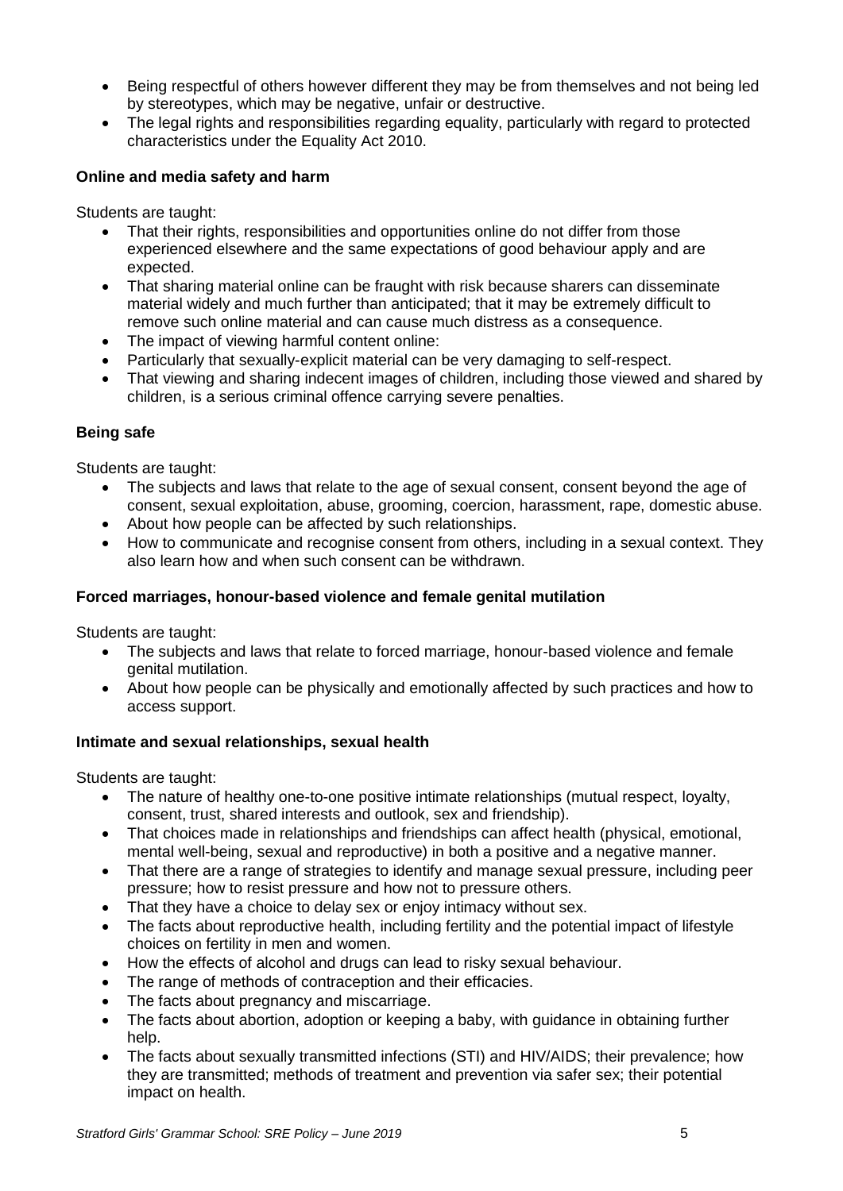- Being respectful of others however different they may be from themselves and not being led by stereotypes, which may be negative, unfair or destructive.
- The legal rights and responsibilities regarding equality, particularly with regard to protected characteristics under the Equality Act 2010.

**Online and media safety and harm**

Students are taught:

- That their rights, responsibilities and opportunities online do not differ from those experienced elsewhere and the same expectations of good behaviour apply and are expected.
- That sharing material online can be fraught with risk because sharers can disseminate material widely and much further than anticipated; that it may be extremely difficult to remove such online material and can cause much distress as a consequence.
- The impact of viewing harmful content online:
- Particularly that sexually-explicit material can be very damaging to self-respect.
- That viewing and sharing indecent images of children, including those viewed and shared by children, is a serious criminal offence carrying severe penalties.

**Being safe**

Students are taught:

- The subjects and laws that relate to the age of sexual consent, consent beyond the age of consent, sexual exploitation, abuse, grooming, coercion, harassment, rape, domestic abuse.
- About how people can be affected by such relationships.
- How to communicate and recognise consent from others, including in a sexual context. They also learn how and when such consent can be withdrawn.

**Forced marriages, honour-based violence and female genital mutilation**

Students are taught:

- The subjects and laws that relate to forced marriage, honour-based violence and female genital mutilation.
- About how people can be physically and emotionally affected by such practices and how to access support.

**Intimate and sexual relationships, sexual health**

Students are taught:

- The nature of healthy one-to-one positive intimate relationships (mutual respect, loyalty, consent, trust, shared interests and outlook, sex and friendship).
- That choices made in relationships and friendships can affect health (physical, emotional, mental well-being, sexual and reproductive) in both a positive and a negative manner.
- That there are a range of strategies to identify and manage sexual pressure, including peer pressure; how to resist pressure and how not to pressure others.
- That they have a choice to delay sex or enjoy intimacy without sex.
- The facts about reproductive health, including fertility and the potential impact of lifestyle choices on fertility in men and women.
- How the effects of alcohol and drugs can lead to risky sexual behaviour.
- The range of methods of contraception and their efficacies.
- The facts about pregnancy and miscarriage.
- The facts about abortion, adoption or keeping a baby, with guidance in obtaining further help.
- The facts about sexually transmitted infections (STI) and HIV/AIDS; their prevalence; how they are transmitted; methods of treatment and prevention via safer sex; their potential impact on health.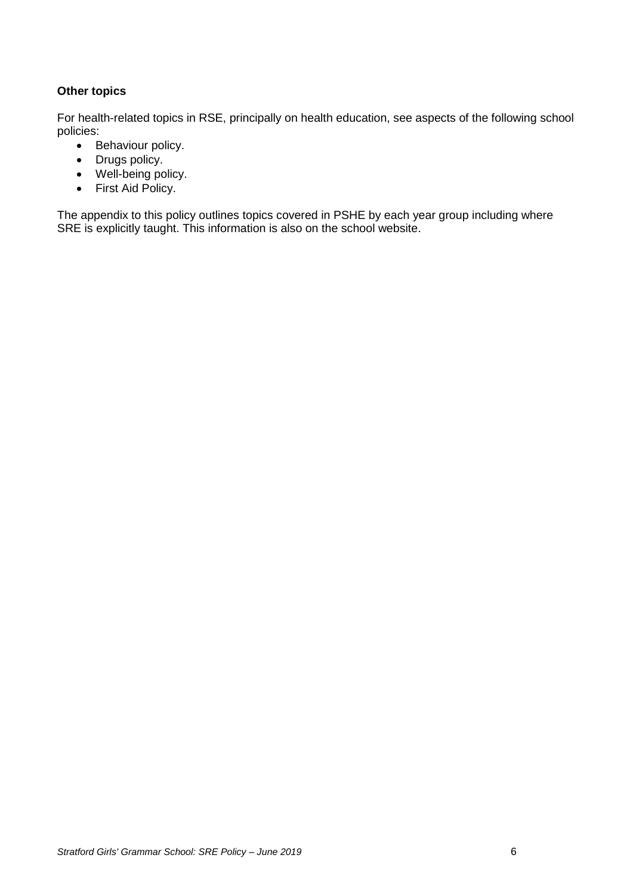**Other topics**

For health-related topics in RSE, principally on health education, see aspects of the following school policies:

- Behaviour policy.
- Drugs policy.
- Well-being policy.
- First Aid Policy.

The appendix to this policy outlines topics covered in PSHE by each year group including where SRE is explicitly taught. This information is also on the school website.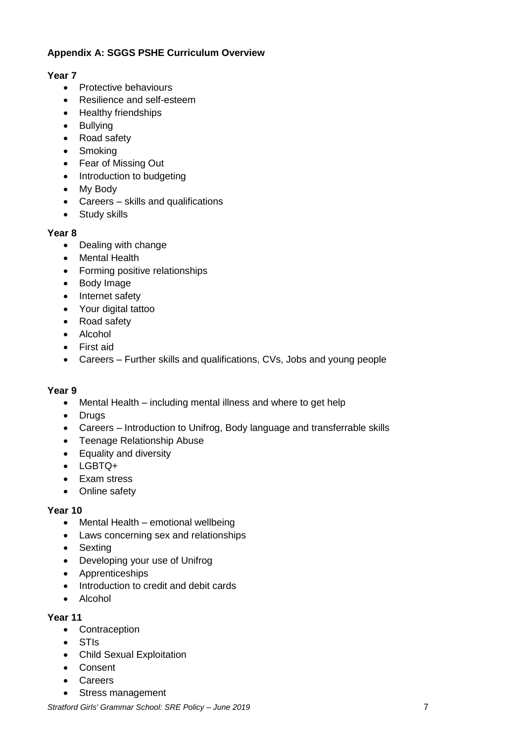**Appendix A: SGGS PSHE Curriculum Overview**

**Year 7**

- Protective behaviours
- Resilience and self-esteem
- Healthy friendships
- Bullying
- Road safety
- Smoking
- Fear of Missing Out
- Introduction to budgeting
- My Body
- Careers – skills and qualifications
- Study skills

**Year 8**

- Dealing with change
- Mental Health
- Forming positive relationships
- Body Image
- Internet safety
- Your digital tattoo
- Road safety
- Alcohol
- First aid
- Careers – Further skills and qualifications, CVs, Jobs and young people

**Year 9**

- Mental Health – including mental illness and where to get help
- Drugs
- Careers – Introduction to Unifrog, Body language and transferrable skills
- Teenage Relationship Abuse
- Equality and diversity
- LGBTQ+
- Exam stress
- Online safety

**Year 10**

- Mental Health – emotional wellbeing
- Laws concerning sex and relationships
- Sexting
- Developing your use of Unifrog
- Apprenticeships
- Introduction to credit and debit cards
- Alcohol

**Year 11**

- Contraception
- STIs
- Child Sexual Exploitation
- Consent
- Careers
- Stress management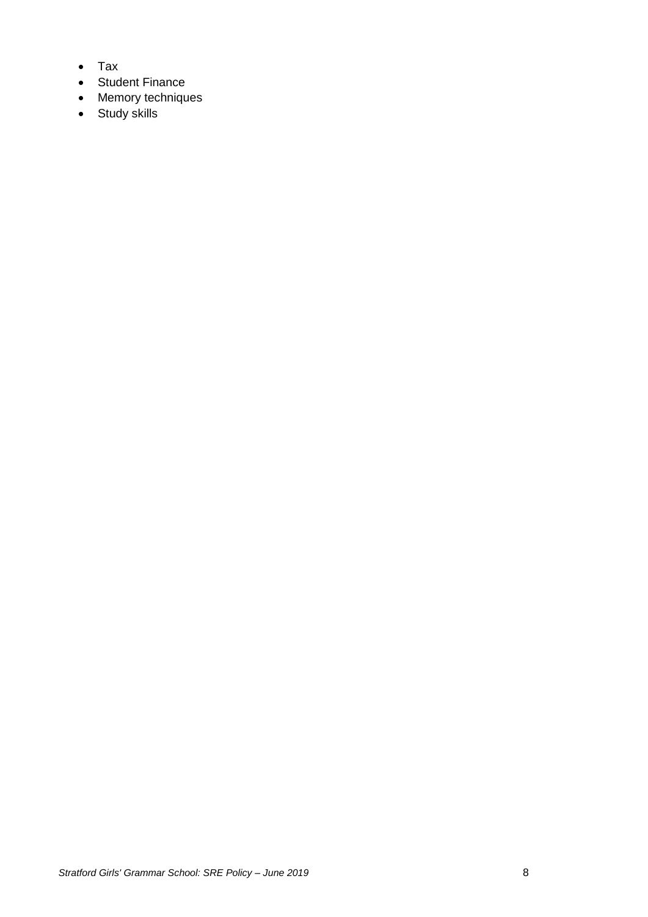- Tax
- Student Finance
- Memory techniques
- Study skills